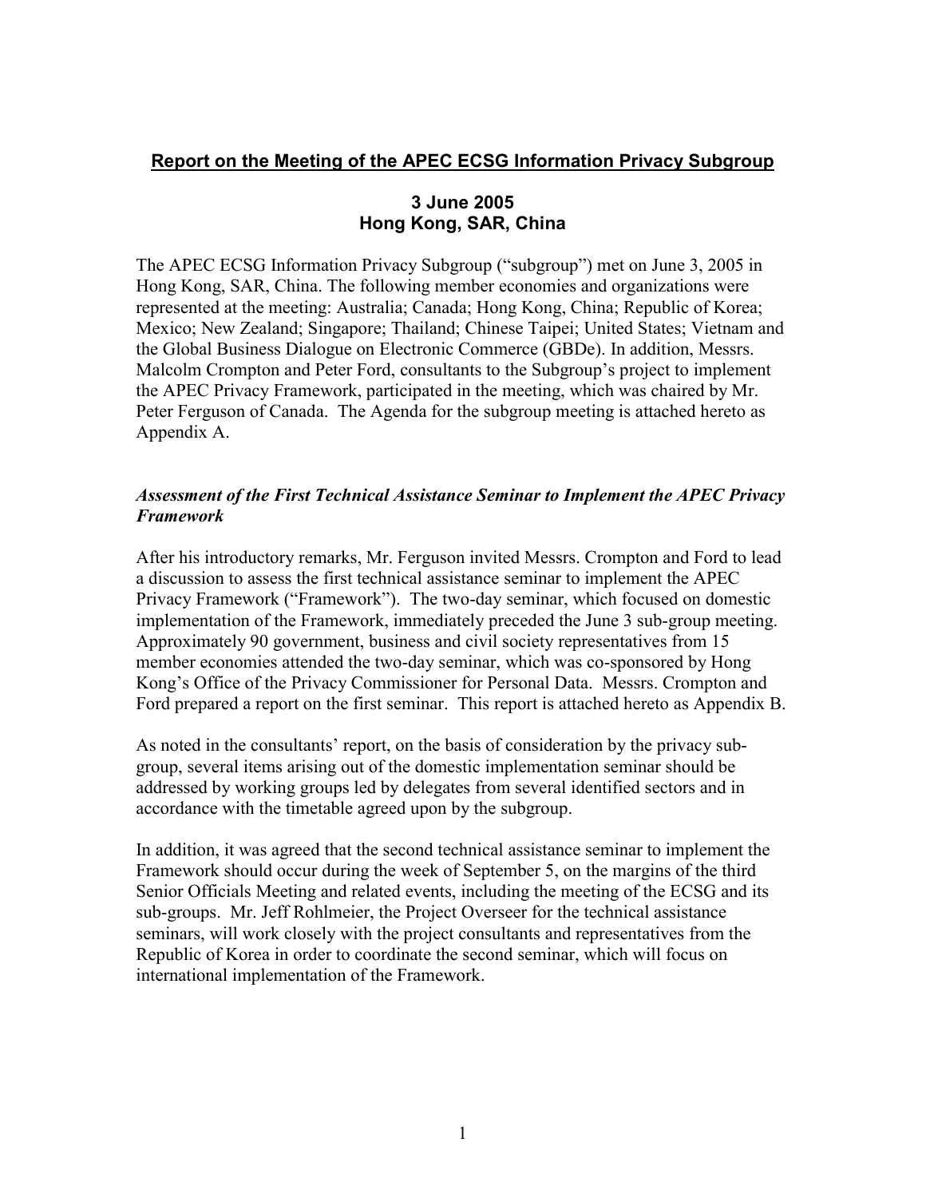# Report on the Meeting of the APEC ECSG Information Privacy Subgroup

**3 June 2005**
**Hong Kong, SAR, China**

The APEC ECSG Information Privacy Subgroup ("subgroup") met on June 3, 2005 in Hong Kong, SAR, China. The following member economies and organizations were represented at the meeting: Australia; Canada; Hong Kong, China; Republic of Korea; Mexico; New Zealand; Singapore; Thailand; Chinese Taipei; United States; Vietnam and the Global Business Dialogue on Electronic Commerce (GBDe). In addition, Messrs. Malcolm Crompton and Peter Ford, consultants to the Subgroup's project to implement the APEC Privacy Framework, participated in the meeting, which was chaired by Mr. Peter Ferguson of Canada. The Agenda for the subgroup meeting is attached hereto as Appendix A.

### *Assessment of the First Technical Assistance Seminar to Implement the APEC Privacy Framework*

After his introductory remarks, Mr. Ferguson invited Messrs. Crompton and Ford to lead a discussion to assess the first technical assistance seminar to implement the APEC Privacy Framework ("Framework"). The two-day seminar, which focused on domestic implementation of the Framework, immediately preceded the June 3 sub-group meeting. Approximately 90 government, business and civil society representatives from 15 member economies attended the two-day seminar, which was co-sponsored by Hong Kong's Office of the Privacy Commissioner for Personal Data. Messrs. Crompton and Ford prepared a report on the first seminar. This report is attached hereto as Appendix B.

As noted in the consultants' report, on the basis of consideration by the privacy sub-group, several items arising out of the domestic implementation seminar should be addressed by working groups led by delegates from several identified sectors and in accordance with the timetable agreed upon by the subgroup.

In addition, it was agreed that the second technical assistance seminar to implement the Framework should occur during the week of September 5, on the margins of the third Senior Officials Meeting and related events, including the meeting of the ECSG and its sub-groups. Mr. Jeff Rohlmeier, the Project Overseer for the technical assistance seminars, will work closely with the project consultants and representatives from the Republic of Korea in order to coordinate the second seminar, which will focus on international implementation of the Framework.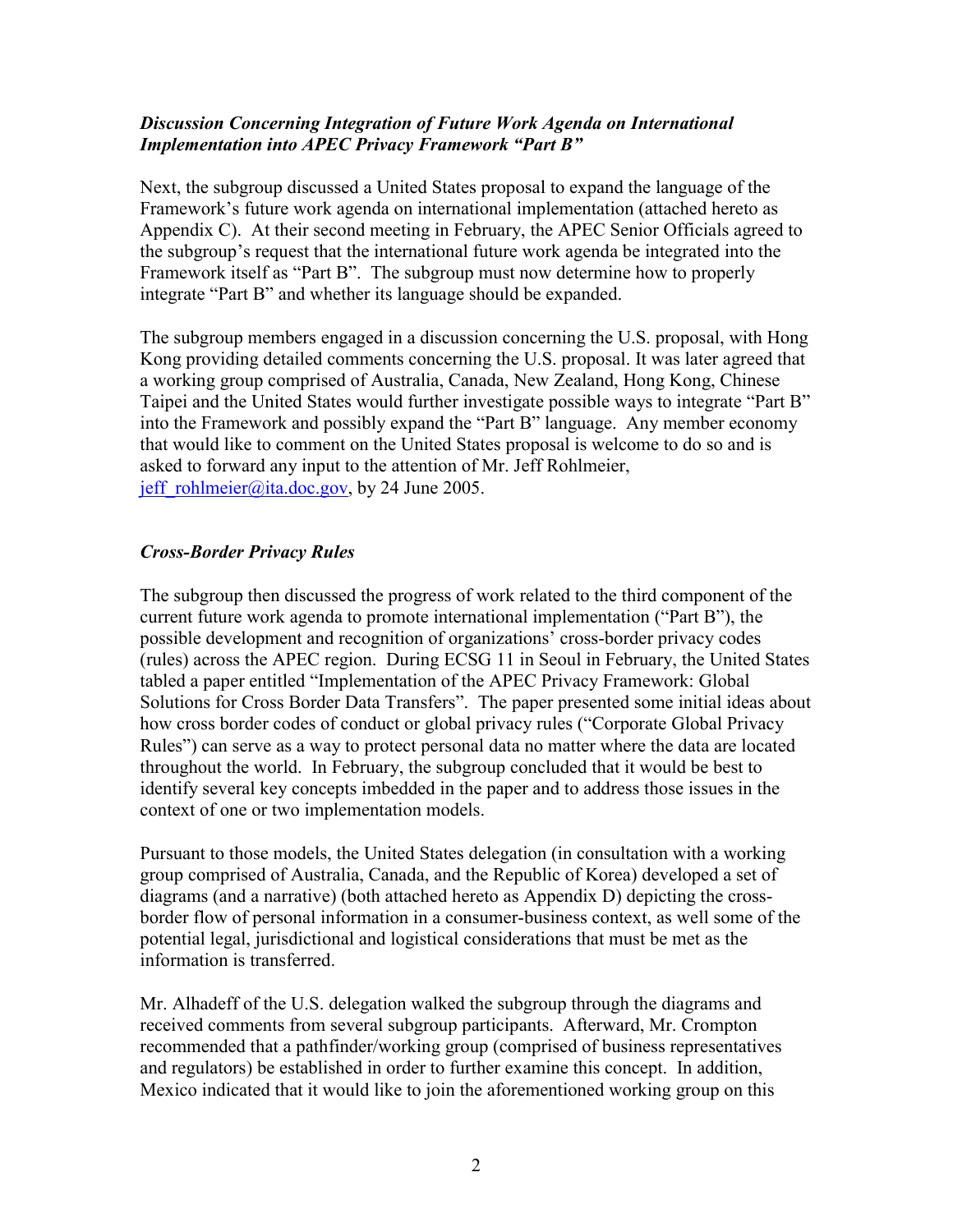### *Discussion Concerning Integration of Future Work Agenda on International Implementation into APEC Privacy Framework "Part B"*

Next, the subgroup discussed a United States proposal to expand the language of the Framework's future work agenda on international implementation (attached hereto as Appendix C). At their second meeting in February, the APEC Senior Officials agreed to the subgroup's request that the international future work agenda be integrated into the Framework itself as "Part B". The subgroup must now determine how to properly integrate "Part B" and whether its language should be expanded.

The subgroup members engaged in a discussion concerning the U.S. proposal, with Hong Kong providing detailed comments concerning the U.S. proposal. It was later agreed that a working group comprised of Australia, Canada, New Zealand, Hong Kong, Chinese Taipei and the United States would further investigate possible ways to integrate "Part B" into the Framework and possibly expand the "Part B" language. Any member economy that would like to comment on the United States proposal is welcome to do so and is asked to forward any input to the attention of Mr. Jeff Rohlmeier, jeff_rohlmeier@ita.doc.gov, by 24 June 2005.

### *Cross-Border Privacy Rules*

The subgroup then discussed the progress of work related to the third component of the current future work agenda to promote international implementation ("Part B"), the possible development and recognition of organizations' cross-border privacy codes (rules) across the APEC region. During ECSG 11 in Seoul in February, the United States tabled a paper entitled "Implementation of the APEC Privacy Framework: Global Solutions for Cross Border Data Transfers". The paper presented some initial ideas about how cross border codes of conduct or global privacy rules ("Corporate Global Privacy Rules") can serve as a way to protect personal data no matter where the data are located throughout the world. In February, the subgroup concluded that it would be best to identify several key concepts imbedded in the paper and to address those issues in the context of one or two implementation models.

Pursuant to those models, the United States delegation (in consultation with a working group comprised of Australia, Canada, and the Republic of Korea) developed a set of diagrams (and a narrative) (both attached hereto as Appendix D) depicting the cross-border flow of personal information in a consumer-business context, as well some of the potential legal, jurisdictional and logistical considerations that must be met as the information is transferred.

Mr. Alhadeff of the U.S. delegation walked the subgroup through the diagrams and received comments from several subgroup participants. Afterward, Mr. Crompton recommended that a pathfinder/working group (comprised of business representatives and regulators) be established in order to further examine this concept. In addition, Mexico indicated that it would like to join the aforementioned working group on this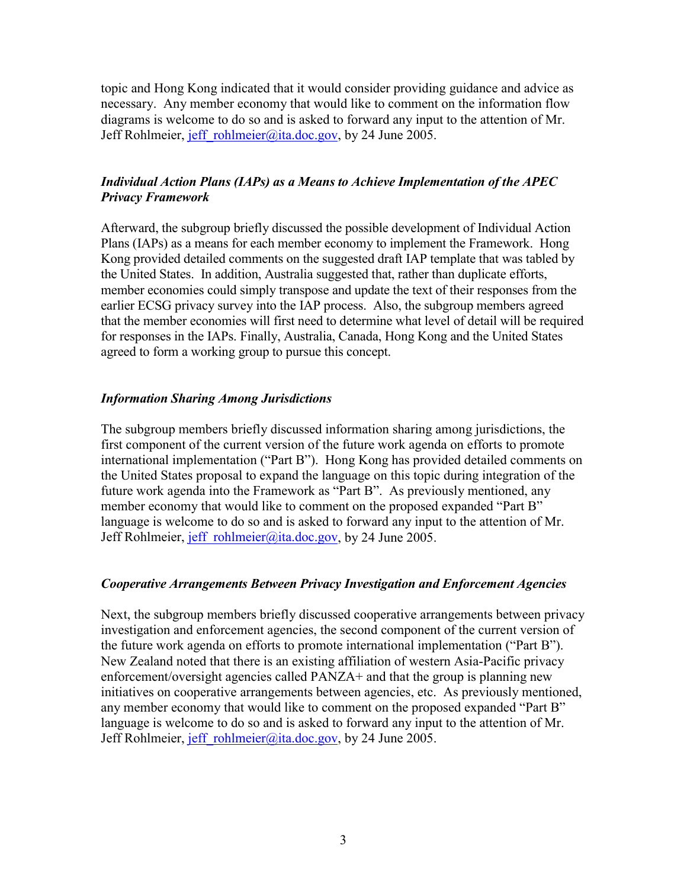topic and Hong Kong indicated that it would consider providing guidance and advice as necessary. Any member economy that would like to comment on the information flow diagrams is welcome to do so and is asked to forward any input to the attention of Mr. Jeff Rohlmeier, jeff_rohlmeier@ita.doc.gov, by 24 June 2005.

### *Individual Action Plans (IAPs) as a Means to Achieve Implementation of the APEC Privacy Framework*

Afterward, the subgroup briefly discussed the possible development of Individual Action Plans (IAPs) as a means for each member economy to implement the Framework. Hong Kong provided detailed comments on the suggested draft IAP template that was tabled by the United States. In addition, Australia suggested that, rather than duplicate efforts, member economies could simply transpose and update the text of their responses from the earlier ECSG privacy survey into the IAP process. Also, the subgroup members agreed that the member economies will first need to determine what level of detail will be required for responses in the IAPs. Finally, Australia, Canada, Hong Kong and the United States agreed to form a working group to pursue this concept.

### *Information Sharing Among Jurisdictions*

The subgroup members briefly discussed information sharing among jurisdictions, the first component of the current version of the future work agenda on efforts to promote international implementation ("Part B"). Hong Kong has provided detailed comments on the United States proposal to expand the language on this topic during integration of the future work agenda into the Framework as "Part B". As previously mentioned, any member economy that would like to comment on the proposed expanded "Part B" language is welcome to do so and is asked to forward any input to the attention of Mr. Jeff Rohlmeier, jeff_rohlmeier@ita.doc.gov, by 24 June 2005.

### *Cooperative Arrangements Between Privacy Investigation and Enforcement Agencies*

Next, the subgroup members briefly discussed cooperative arrangements between privacy investigation and enforcement agencies, the second component of the current version of the future work agenda on efforts to promote international implementation ("Part B"). New Zealand noted that there is an existing affiliation of western Asia-Pacific privacy enforcement/oversight agencies called PANZA+ and that the group is planning new initiatives on cooperative arrangements between agencies, etc. As previously mentioned, any member economy that would like to comment on the proposed expanded "Part B" language is welcome to do so and is asked to forward any input to the attention of Mr. Jeff Rohlmeier, jeff_rohlmeier@ita.doc.gov, by 24 June 2005.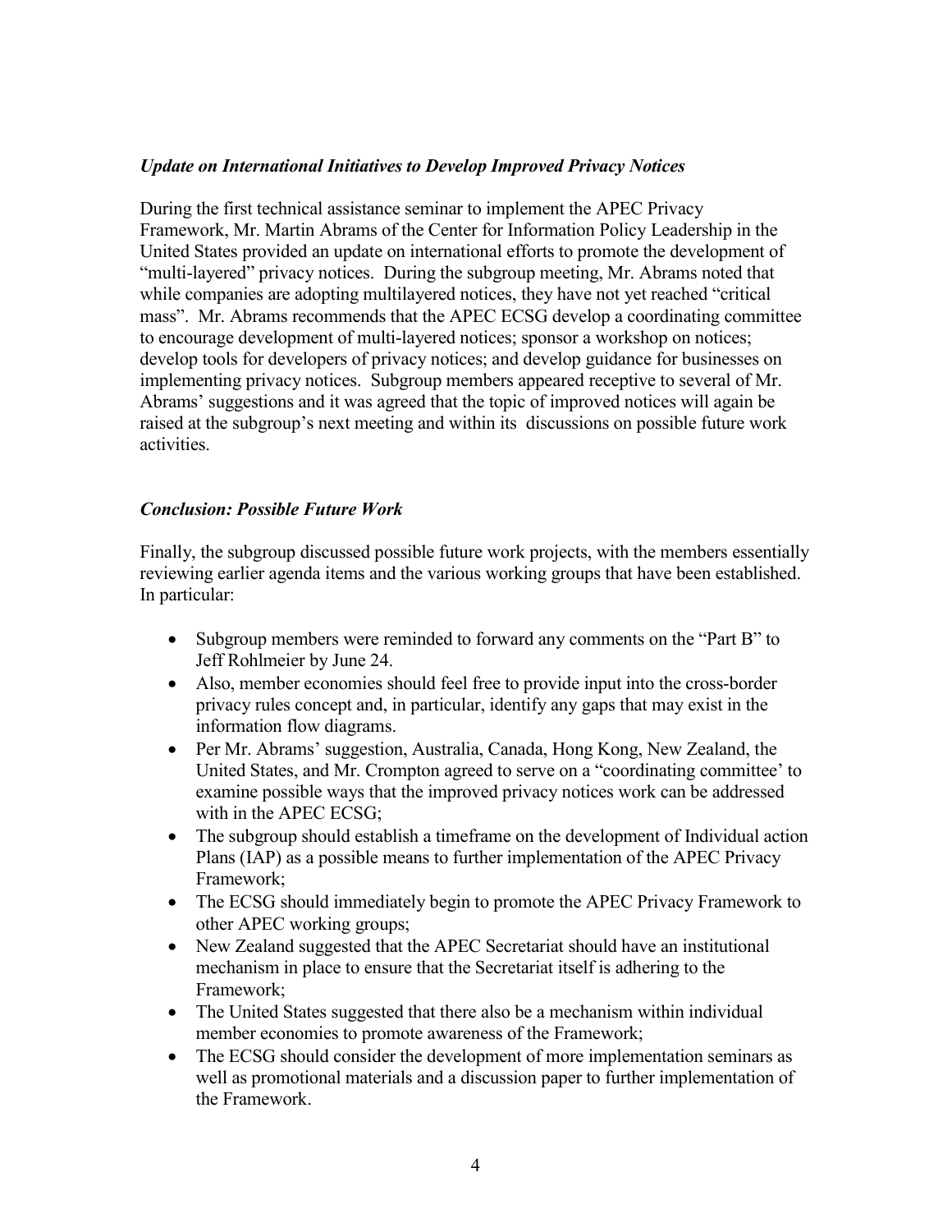### *Update on International Initiatives to Develop Improved Privacy Notices*

During the first technical assistance seminar to implement the APEC Privacy Framework, Mr. Martin Abrams of the Center for Information Policy Leadership in the United States provided an update on international efforts to promote the development of "multi-layered" privacy notices. During the subgroup meeting, Mr. Abrams noted that while companies are adopting multilayered notices, they have not yet reached "critical mass". Mr. Abrams recommends that the APEC ECSG develop a coordinating committee to encourage development of multi-layered notices; sponsor a workshop on notices; develop tools for developers of privacy notices; and develop guidance for businesses on implementing privacy notices. Subgroup members appeared receptive to several of Mr. Abrams' suggestions and it was agreed that the topic of improved notices will again be raised at the subgroup's next meeting and within its discussions on possible future work activities.

### *Conclusion: Possible Future Work*

Finally, the subgroup discussed possible future work projects, with the members essentially reviewing earlier agenda items and the various working groups that have been established. In particular:

- Subgroup members were reminded to forward any comments on the "Part B" to Jeff Rohlmeier by June 24.
- Also, member economies should feel free to provide input into the cross-border privacy rules concept and, in particular, identify any gaps that may exist in the information flow diagrams.
- Per Mr. Abrams' suggestion, Australia, Canada, Hong Kong, New Zealand, the United States, and Mr. Crompton agreed to serve on a "coordinating committee' to examine possible ways that the improved privacy notices work can be addressed with in the APEC ECSG;
- The subgroup should establish a timeframe on the development of Individual action Plans (IAP) as a possible means to further implementation of the APEC Privacy Framework;
- The ECSG should immediately begin to promote the APEC Privacy Framework to other APEC working groups;
- New Zealand suggested that the APEC Secretariat should have an institutional mechanism in place to ensure that the Secretariat itself is adhering to the Framework;
- The United States suggested that there also be a mechanism within individual member economies to promote awareness of the Framework;
- The ECSG should consider the development of more implementation seminars as well as promotional materials and a discussion paper to further implementation of the Framework.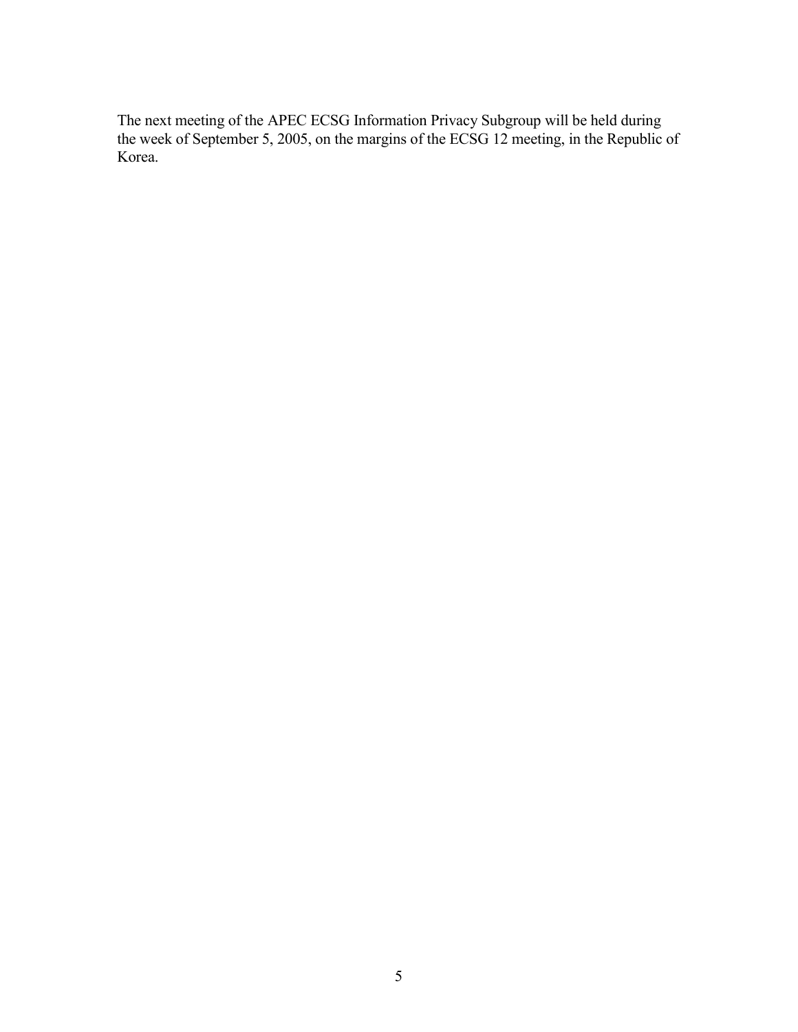The next meeting of the APEC ECSG Information Privacy Subgroup will be held during the week of September 5, 2005, on the margins of the ECSG 12 meeting, in the Republic of Korea.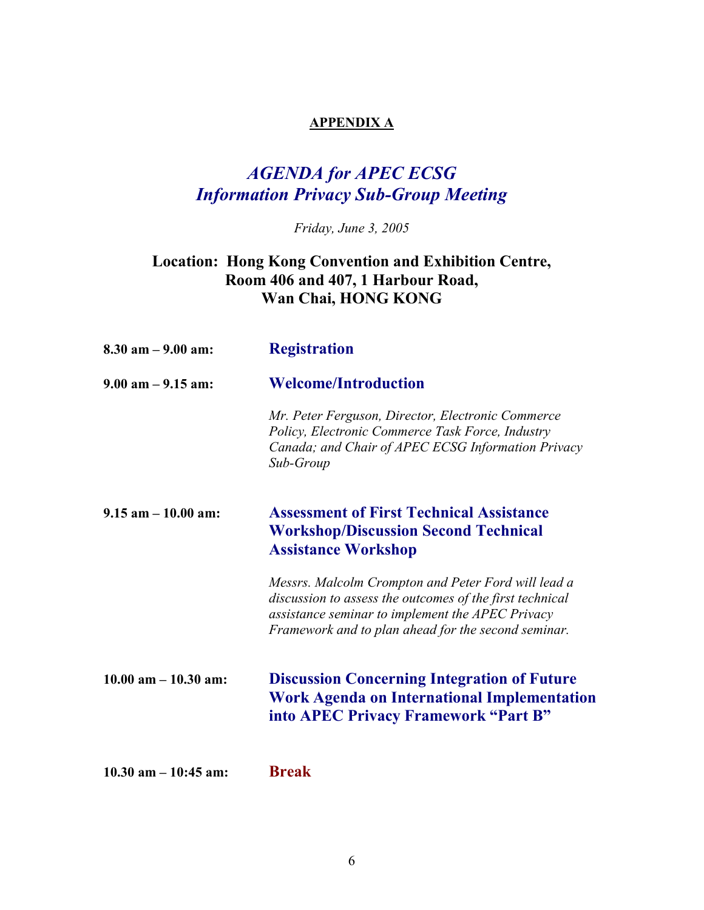**APPENDIX A**

# *AGENDA for APEC ECSG Information Privacy Sub-Group Meeting*

*Friday, June 3, 2005*

## Location: Hong Kong Convention and Exhibition Centre, Room 406 and 407, 1 Harbour Road, Wan Chai, HONG KONG

**8.30 am – 9.00 am:** **Registration**

**9.00 am – 9.15 am:** **Welcome/Introduction**

*Mr. Peter Ferguson, Director, Electronic Commerce Policy, Electronic Commerce Task Force, Industry Canada; and Chair of APEC ECSG Information Privacy Sub-Group*

**9.15 am – 10.00 am:** **Assessment of First Technical Assistance Workshop/Discussion Second Technical Assistance Workshop**

*Messrs. Malcolm Crompton and Peter Ford will lead a discussion to assess the outcomes of the first technical assistance seminar to implement the APEC Privacy Framework and to plan ahead for the second seminar.*

**10.00 am – 10.30 am:** **Discussion Concerning Integration of Future Work Agenda on International Implementation into APEC Privacy Framework "Part B"**

**10.30 am – 10:45 am:** **Break**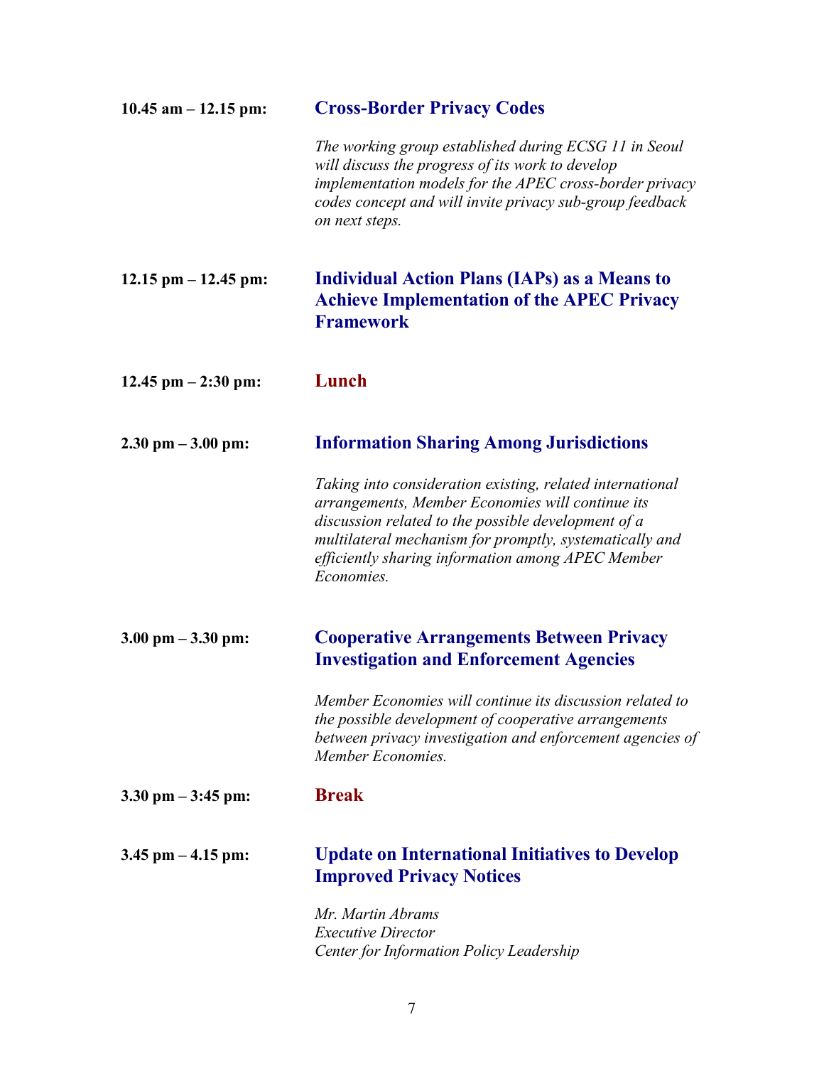**10.45 am – 12.15 pm:** **Cross-Border Privacy Codes**

*The working group established during ECSG 11 in Seoul will discuss the progress of its work to develop implementation models for the APEC cross-border privacy codes concept and will invite privacy sub-group feedback on next steps.*

**12.15 pm – 12.45 pm:** **Individual Action Plans (IAPs) as a Means to Achieve Implementation of the APEC Privacy Framework**

**12.45 pm – 2:30 pm:** **Lunch**

**2.30 pm – 3.00 pm:** **Information Sharing Among Jurisdictions**

*Taking into consideration existing, related international arrangements, Member Economies will continue its discussion related to the possible development of a multilateral mechanism for promptly, systematically and efficiently sharing information among APEC Member Economies.*

**3.00 pm – 3.30 pm:** **Cooperative Arrangements Between Privacy Investigation and Enforcement Agencies**

*Member Economies will continue its discussion related to the possible development of cooperative arrangements between privacy investigation and enforcement agencies of Member Economies.*

**3.30 pm – 3:45 pm:** **Break**

**3.45 pm – 4.15 pm:** **Update on International Initiatives to Develop Improved Privacy Notices**

*Mr. Martin Abrams*
*Executive Director*
*Center for Information Policy Leadership*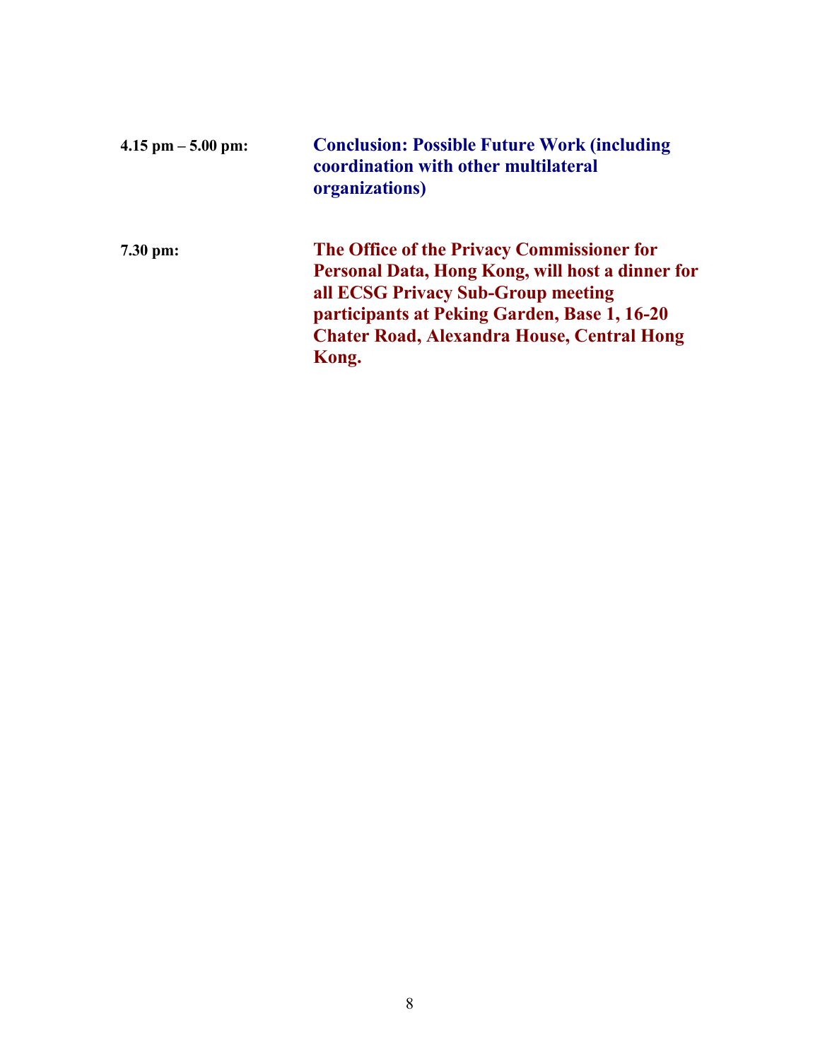**4.15 pm – 5.00 pm:** **Conclusion: Possible Future Work (including coordination with other multilateral organizations)**

**7.30 pm:** **The Office of the Privacy Commissioner for Personal Data, Hong Kong, will host a dinner for all ECSG Privacy Sub-Group meeting participants at Peking Garden, Base 1, 16-20 Chater Road, Alexandra House, Central Hong Kong.**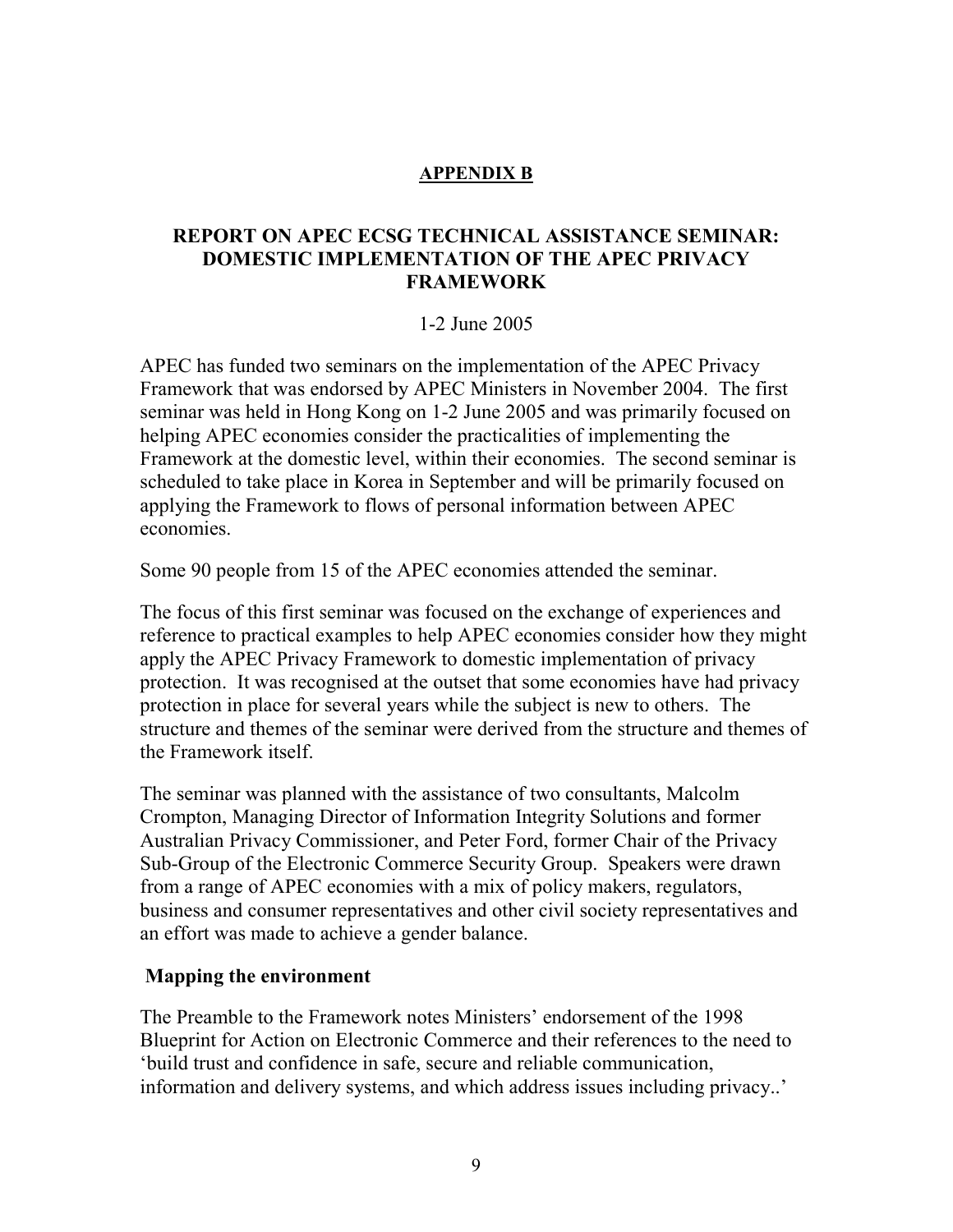## APPENDIX B

## REPORT ON APEC ECSG TECHNICAL ASSISTANCE SEMINAR: DOMESTIC IMPLEMENTATION OF THE APEC PRIVACY FRAMEWORK

1-2 June 2005

APEC has funded two seminars on the implementation of the APEC Privacy Framework that was endorsed by APEC Ministers in November 2004. The first seminar was held in Hong Kong on 1-2 June 2005 and was primarily focused on helping APEC economies consider the practicalities of implementing the Framework at the domestic level, within their economies. The second seminar is scheduled to take place in Korea in September and will be primarily focused on applying the Framework to flows of personal information between APEC economies.

Some 90 people from 15 of the APEC economies attended the seminar.

The focus of this first seminar was focused on the exchange of experiences and reference to practical examples to help APEC economies consider how they might apply the APEC Privacy Framework to domestic implementation of privacy protection. It was recognised at the outset that some economies have had privacy protection in place for several years while the subject is new to others. The structure and themes of the seminar were derived from the structure and themes of the Framework itself.

The seminar was planned with the assistance of two consultants, Malcolm Crompton, Managing Director of Information Integrity Solutions and former Australian Privacy Commissioner, and Peter Ford, former Chair of the Privacy Sub-Group of the Electronic Commerce Security Group. Speakers were drawn from a range of APEC economies with a mix of policy makers, regulators, business and consumer representatives and other civil society representatives and an effort was made to achieve a gender balance.

### Mapping the environment

The Preamble to the Framework notes Ministers' endorsement of the 1998 Blueprint for Action on Electronic Commerce and their references to the need to 'build trust and confidence in safe, secure and reliable communication, information and delivery systems, and which address issues including privacy..'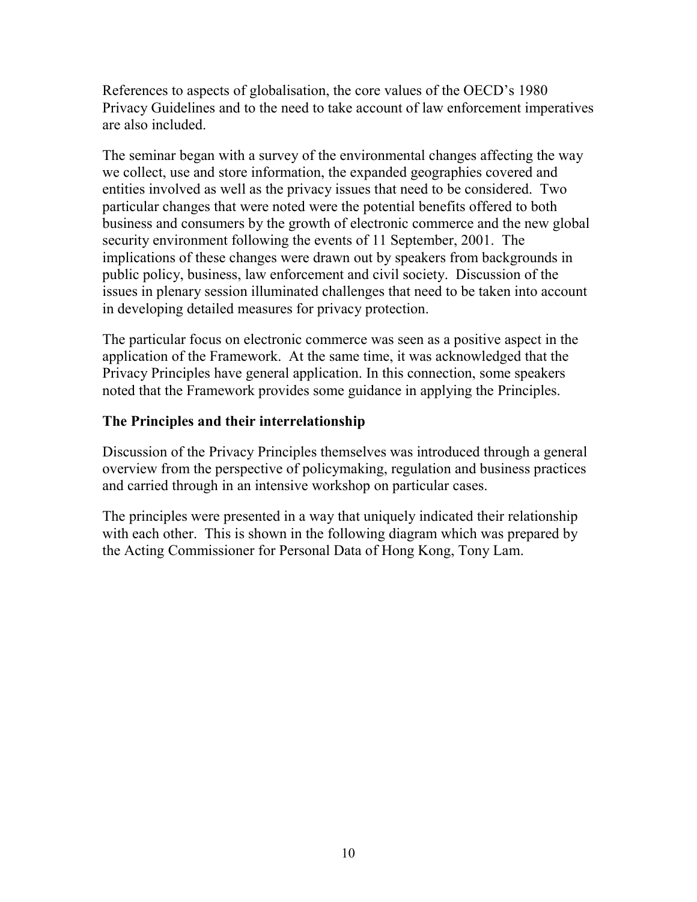References to aspects of globalisation, the core values of the OECD's 1980 Privacy Guidelines and to the need to take account of law enforcement imperatives are also included.

The seminar began with a survey of the environmental changes affecting the way we collect, use and store information, the expanded geographies covered and entities involved as well as the privacy issues that need to be considered. Two particular changes that were noted were the potential benefits offered to both business and consumers by the growth of electronic commerce and the new global security environment following the events of 11 September, 2001. The implications of these changes were drawn out by speakers from backgrounds in public policy, business, law enforcement and civil society. Discussion of the issues in plenary session illuminated challenges that need to be taken into account in developing detailed measures for privacy protection.

The particular focus on electronic commerce was seen as a positive aspect in the application of the Framework. At the same time, it was acknowledged that the Privacy Principles have general application. In this connection, some speakers noted that the Framework provides some guidance in applying the Principles.

## The Principles and their interrelationship

Discussion of the Privacy Principles themselves was introduced through a general overview from the perspective of policymaking, regulation and business practices and carried through in an intensive workshop on particular cases.

The principles were presented in a way that uniquely indicated their relationship with each other. This is shown in the following diagram which was prepared by the Acting Commissioner for Personal Data of Hong Kong, Tony Lam.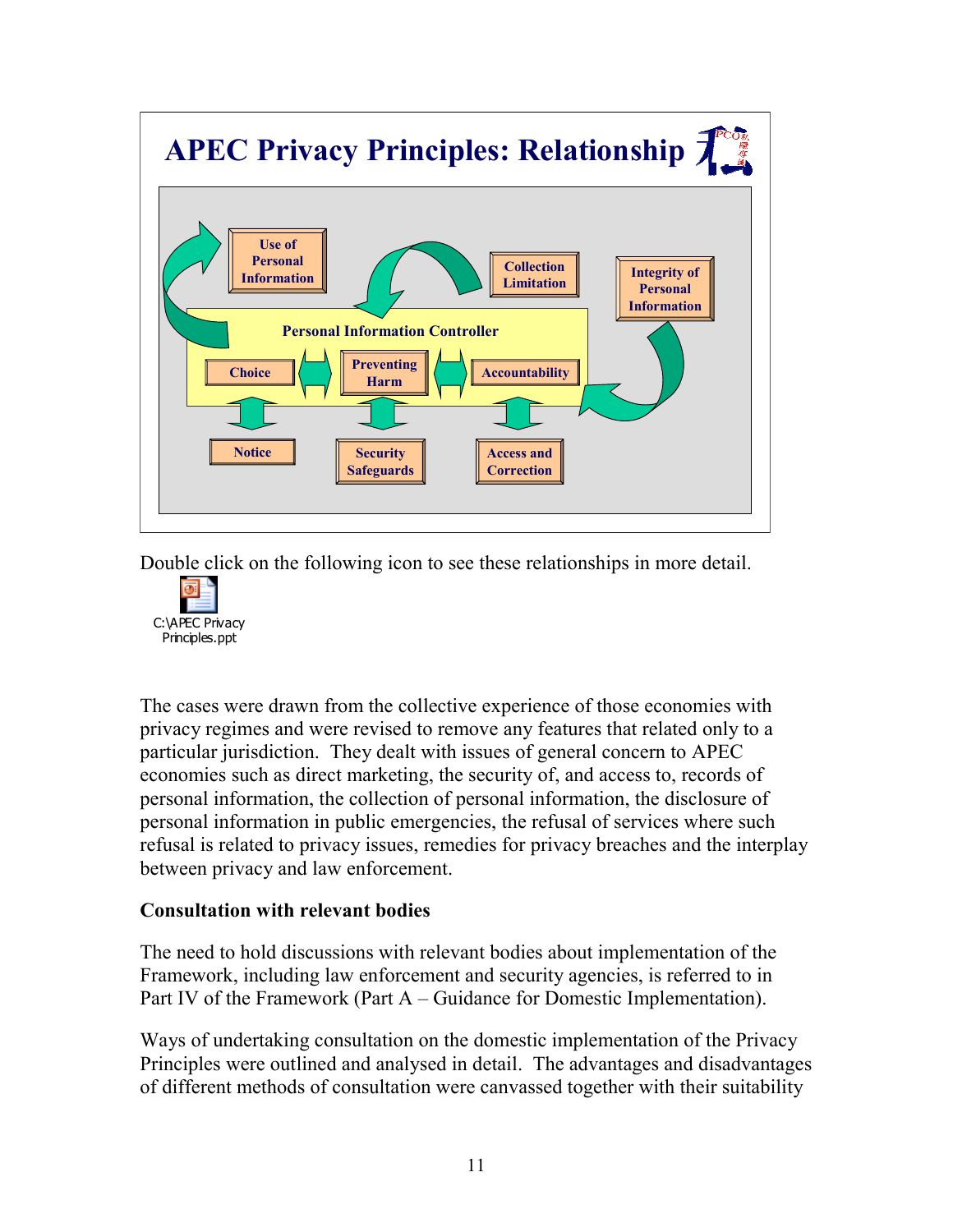**APEC Privacy Principles: Relationship**

Use of Personal Information

Collection Limitation

Integrity of Personal Information

Personal Information Controller

Choice

Preventing Harm

Accountability

Notice

Security Safeguards

Access and Correction

Double click on the following icon to see these relationships in more detail.

C:\APEC Privacy Principles.ppt

The cases were drawn from the collective experience of those economies with privacy regimes and were revised to remove any features that related only to a particular jurisdiction. They dealt with issues of general concern to APEC economies such as direct marketing, the security of, and access to, records of personal information, the collection of personal information, the disclosure of personal information in public emergencies, the refusal of services where such refusal is related to privacy issues, remedies for privacy breaches and the interplay between privacy and law enforcement.

**Consultation with relevant bodies**

The need to hold discussions with relevant bodies about implementation of the Framework, including law enforcement and security agencies, is referred to in Part IV of the Framework (Part A – Guidance for Domestic Implementation).

Ways of undertaking consultation on the domestic implementation of the Privacy Principles were outlined and analysed in detail. The advantages and disadvantages of different methods of consultation were canvassed together with their suitability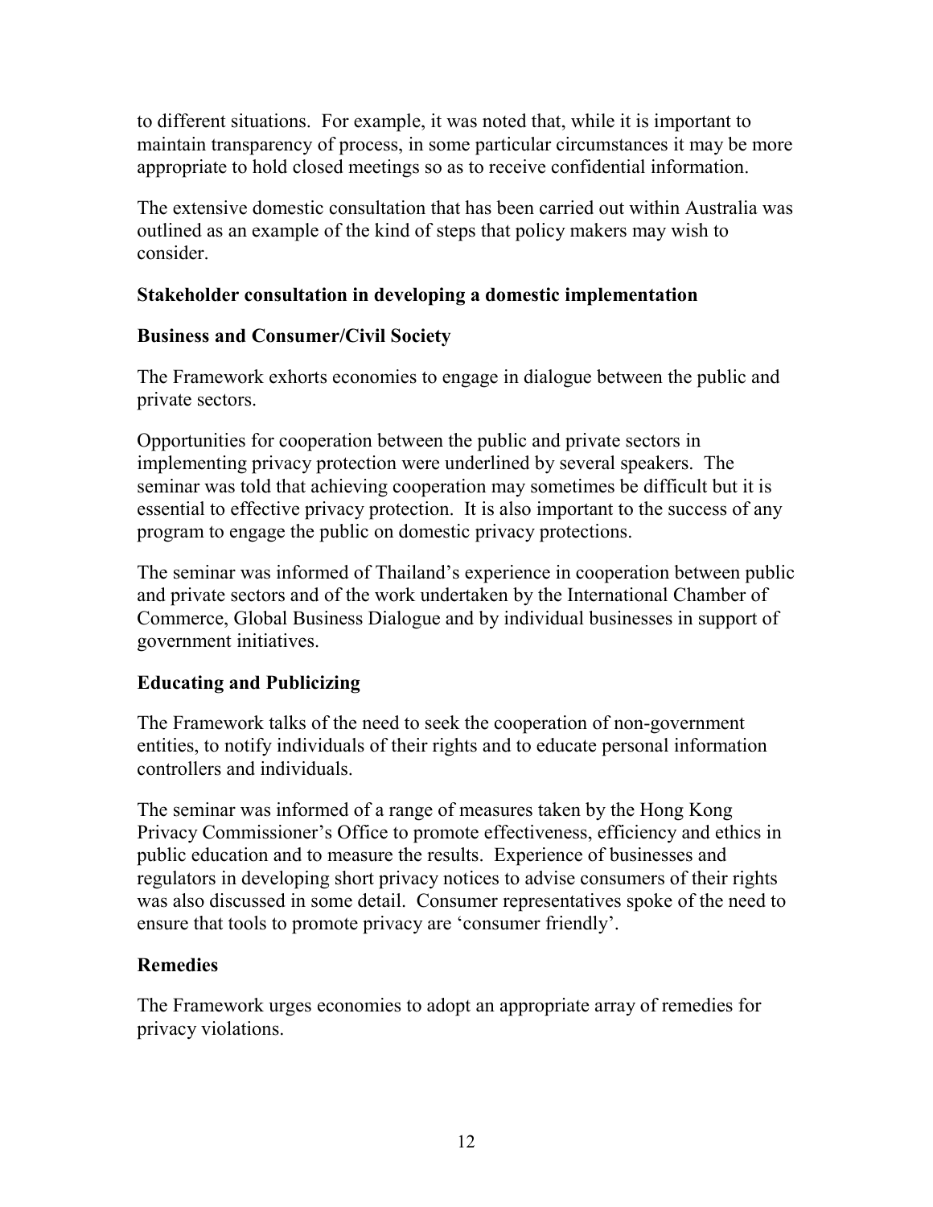to different situations. For example, it was noted that, while it is important to maintain transparency of process, in some particular circumstances it may be more appropriate to hold closed meetings so as to receive confidential information.

The extensive domestic consultation that has been carried out within Australia was outlined as an example of the kind of steps that policy makers may wish to consider.

### Stakeholder consultation in developing a domestic implementation

### Business and Consumer/Civil Society

The Framework exhorts economies to engage in dialogue between the public and private sectors.

Opportunities for cooperation between the public and private sectors in implementing privacy protection were underlined by several speakers. The seminar was told that achieving cooperation may sometimes be difficult but it is essential to effective privacy protection. It is also important to the success of any program to engage the public on domestic privacy protections.

The seminar was informed of Thailand's experience in cooperation between public and private sectors and of the work undertaken by the International Chamber of Commerce, Global Business Dialogue and by individual businesses in support of government initiatives.

### Educating and Publicizing

The Framework talks of the need to seek the cooperation of non-government entities, to notify individuals of their rights and to educate personal information controllers and individuals.

The seminar was informed of a range of measures taken by the Hong Kong Privacy Commissioner's Office to promote effectiveness, efficiency and ethics in public education and to measure the results. Experience of businesses and regulators in developing short privacy notices to advise consumers of their rights was also discussed in some detail. Consumer representatives spoke of the need to ensure that tools to promote privacy are 'consumer friendly'.

### Remedies

The Framework urges economies to adopt an appropriate array of remedies for privacy violations.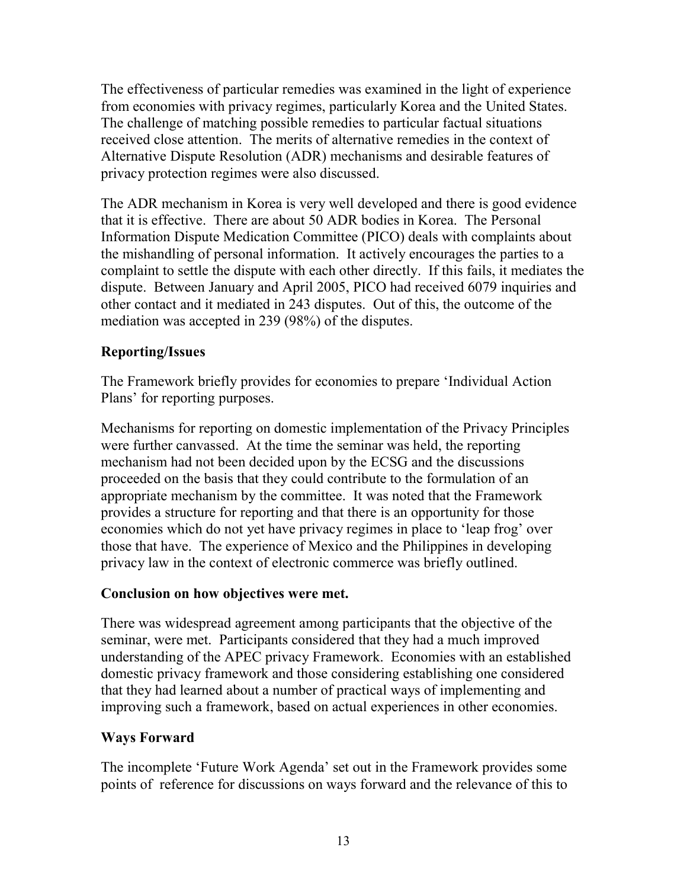The effectiveness of particular remedies was examined in the light of experience from economies with privacy regimes, particularly Korea and the United States. The challenge of matching possible remedies to particular factual situations received close attention. The merits of alternative remedies in the context of Alternative Dispute Resolution (ADR) mechanisms and desirable features of privacy protection regimes were also discussed.

The ADR mechanism in Korea is very well developed and there is good evidence that it is effective. There are about 50 ADR bodies in Korea. The Personal Information Dispute Medication Committee (PICO) deals with complaints about the mishandling of personal information. It actively encourages the parties to a complaint to settle the dispute with each other directly. If this fails, it mediates the dispute. Between January and April 2005, PICO had received 6079 inquiries and other contact and it mediated in 243 disputes. Out of this, the outcome of the mediation was accepted in 239 (98%) of the disputes.

### Reporting/Issues

The Framework briefly provides for economies to prepare 'Individual Action Plans' for reporting purposes.

Mechanisms for reporting on domestic implementation of the Privacy Principles were further canvassed. At the time the seminar was held, the reporting mechanism had not been decided upon by the ECSG and the discussions proceeded on the basis that they could contribute to the formulation of an appropriate mechanism by the committee. It was noted that the Framework provides a structure for reporting and that there is an opportunity for those economies which do not yet have privacy regimes in place to 'leap frog' over those that have. The experience of Mexico and the Philippines in developing privacy law in the context of electronic commerce was briefly outlined.

### Conclusion on how objectives were met.

There was widespread agreement among participants that the objective of the seminar, were met. Participants considered that they had a much improved understanding of the APEC privacy Framework. Economies with an established domestic privacy framework and those considering establishing one considered that they had learned about a number of practical ways of implementing and improving such a framework, based on actual experiences in other economies.

### Ways Forward

The incomplete 'Future Work Agenda' set out in the Framework provides some points of reference for discussions on ways forward and the relevance of this to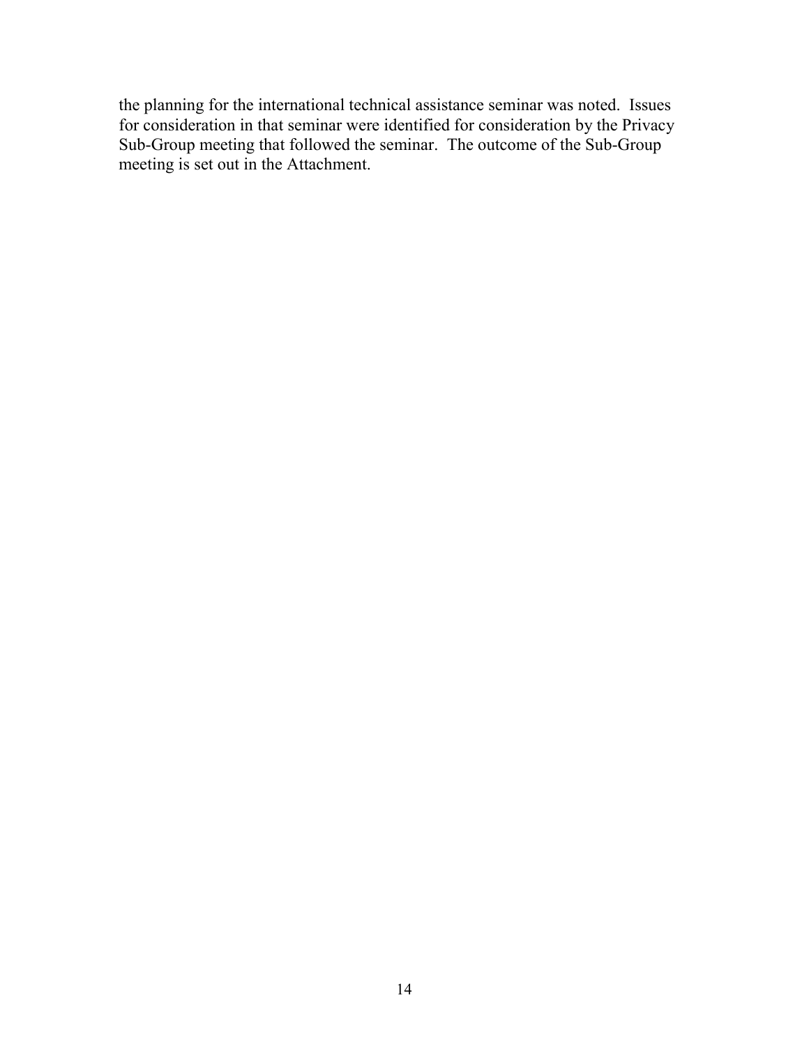the planning for the international technical assistance seminar was noted. Issues for consideration in that seminar were identified for consideration by the Privacy Sub-Group meeting that followed the seminar. The outcome of the Sub-Group meeting is set out in the Attachment.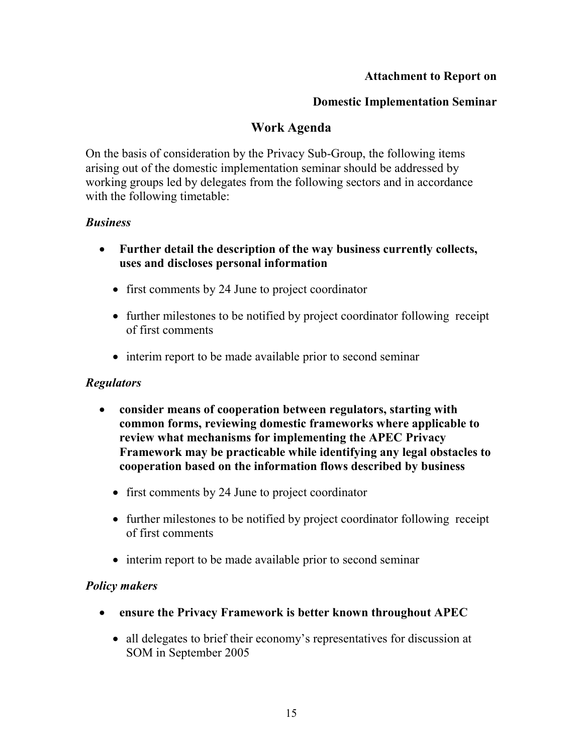**Attachment to Report on**

**Domestic Implementation Seminar**

## Work Agenda

On the basis of consideration by the Privacy Sub-Group, the following items arising out of the domestic implementation seminar should be addressed by working groups led by delegates from the following sectors and in accordance with the following timetable:

***Business***

- **Further detail the description of the way business currently collects, uses and discloses personal information**
  - first comments by 24 June to project coordinator
  - further milestones to be notified by project coordinator following receipt of first comments
  - interim report to be made available prior to second seminar

***Regulators***

- **consider means of cooperation between regulators, starting with common forms, reviewing domestic frameworks where applicable to review what mechanisms for implementing the APEC Privacy Framework may be practicable while identifying any legal obstacles to cooperation based on the information flows described by business**
  - first comments by 24 June to project coordinator
  - further milestones to be notified by project coordinator following receipt of first comments
  - interim report to be made available prior to second seminar

***Policy makers***

- **ensure the Privacy Framework is better known throughout APEC**
  - all delegates to brief their economy's representatives for discussion at SOM in September 2005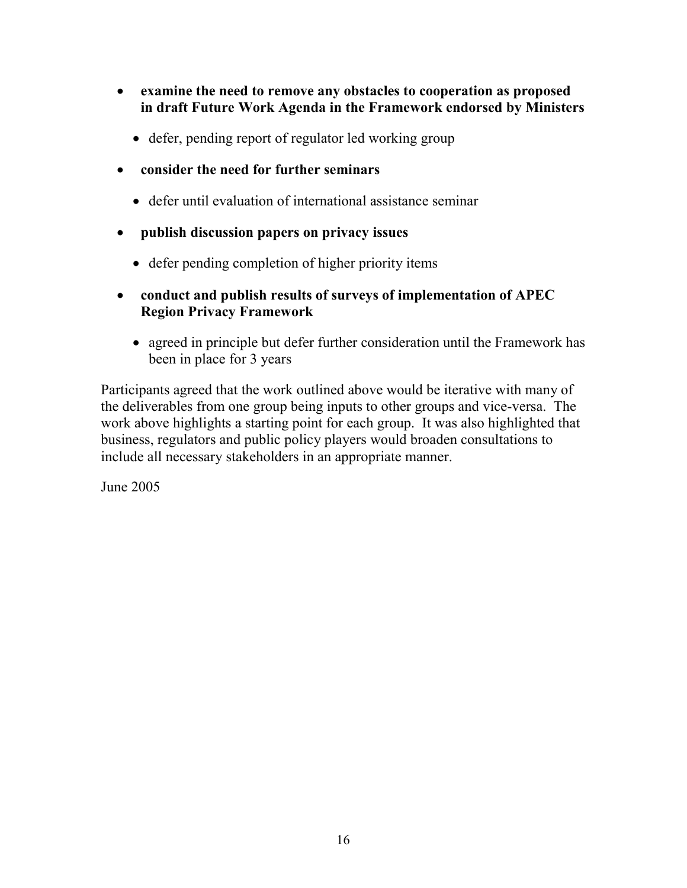- **examine the need to remove any obstacles to cooperation as proposed in draft Future Work Agenda in the Framework endorsed by Ministers**
  - defer, pending report of regulator led working group
- **consider the need for further seminars**
  - defer until evaluation of international assistance seminar
- **publish discussion papers on privacy issues**
  - defer pending completion of higher priority items
- **conduct and publish results of surveys of implementation of APEC Region Privacy Framework**
  - agreed in principle but defer further consideration until the Framework has been in place for 3 years

Participants agreed that the work outlined above would be iterative with many of the deliverables from one group being inputs to other groups and vice-versa. The work above highlights a starting point for each group. It was also highlighted that business, regulators and public policy players would broaden consultations to include all necessary stakeholders in an appropriate manner.

June 2005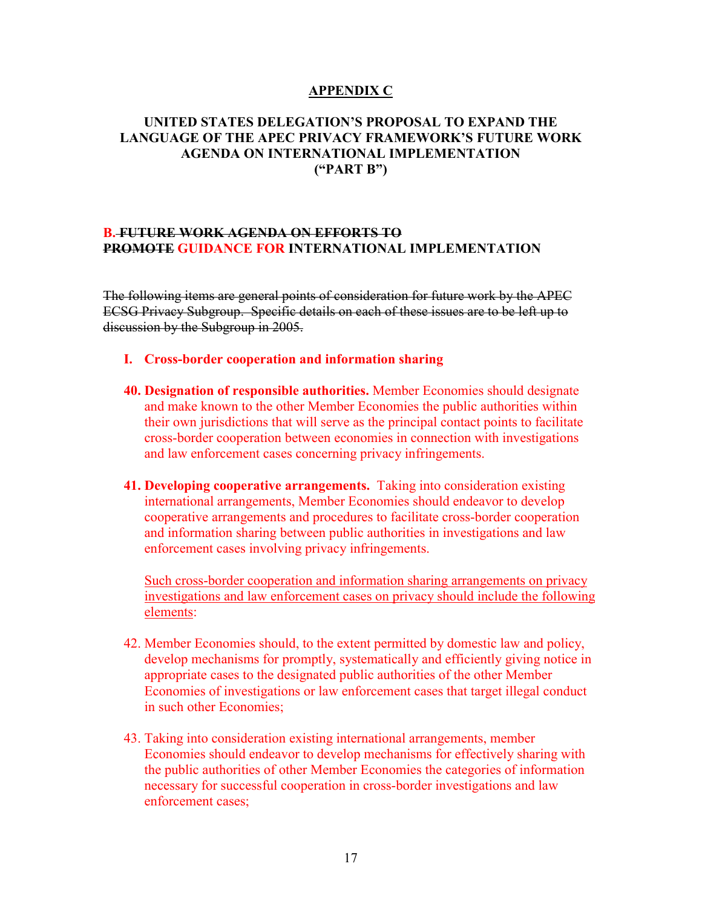## APPENDIX C

### UNITED STATES DELEGATION'S PROPOSAL TO EXPAND THE LANGUAGE OF THE APEC PRIVACY FRAMEWORK'S FUTURE WORK AGENDA ON INTERNATIONAL IMPLEMENTATION ("PART B")

### B. ~~FUTURE WORK AGENDA ON EFFORTS TO PROMOTE~~ GUIDANCE FOR INTERNATIONAL IMPLEMENTATION

~~The following items are general points of consideration for future work by the APEC ECSG Privacy Subgroup. Specific details on each of these issues are to be left up to discussion by the Subgroup in 2005.~~

**I. Cross-border cooperation and information sharing**

40. **Designation of responsible authorities.** Member Economies should designate and make known to the other Member Economies the public authorities within their own jurisdictions that will serve as the principal contact points to facilitate cross-border cooperation between economies in connection with investigations and law enforcement cases concerning privacy infringements.

41. **Developing cooperative arrangements.** Taking into consideration existing international arrangements, Member Economies should endeavor to develop cooperative arrangements and procedures to facilitate cross-border cooperation and information sharing between public authorities in investigations and law enforcement cases involving privacy infringements.

    Such cross-border cooperation and information sharing arrangements on privacy investigations and law enforcement cases on privacy should include the following elements:

42. Member Economies should, to the extent permitted by domestic law and policy, develop mechanisms for promptly, systematically and efficiently giving notice in appropriate cases to the designated public authorities of the other Member Economies of investigations or law enforcement cases that target illegal conduct in such other Economies;

43. Taking into consideration existing international arrangements, member Economies should endeavor to develop mechanisms for effectively sharing with the public authorities of other Member Economies the categories of information necessary for successful cooperation in cross-border investigations and law enforcement cases;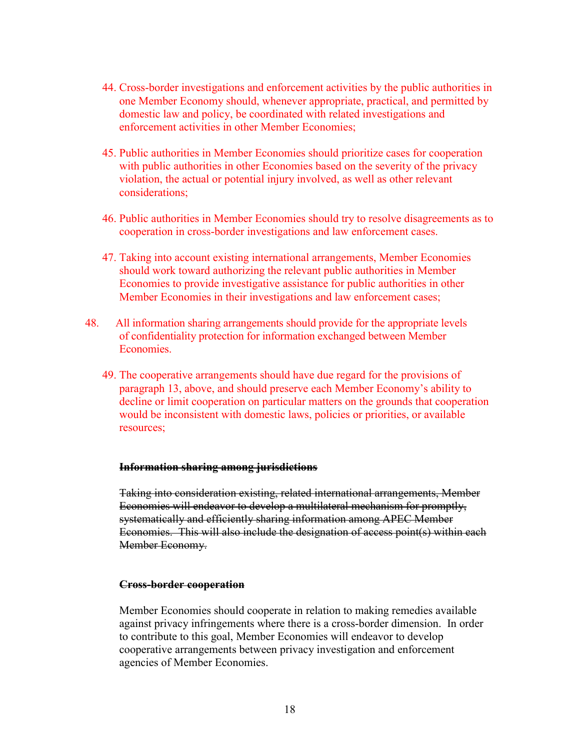44. Cross-border investigations and enforcement activities by the public authorities in one Member Economy should, whenever appropriate, practical, and permitted by domestic law and policy, be coordinated with related investigations and enforcement activities in other Member Economies;

45. Public authorities in Member Economies should prioritize cases for cooperation with public authorities in other Economies based on the severity of the privacy violation, the actual or potential injury involved, as well as other relevant considerations;

46. Public authorities in Member Economies should try to resolve disagreements as to cooperation in cross-border investigations and law enforcement cases.

47. Taking into account existing international arrangements, Member Economies should work toward authorizing the relevant public authorities in Member Economies to provide investigative assistance for public authorities in other Member Economies in their investigations and law enforcement cases;

48. All information sharing arrangements should provide for the appropriate levels of confidentiality protection for information exchanged between Member Economies.

49. The cooperative arrangements should have due regard for the provisions of paragraph 13, above, and should preserve each Member Economy's ability to decline or limit cooperation on particular matters on the grounds that cooperation would be inconsistent with domestic laws, policies or priorities, or available resources;

~~**Information sharing among jurisdictions**~~

~~Taking into consideration existing, related international arrangements, Member Economies will endeavor to develop a multilateral mechanism for promptly, systematically and efficiently sharing information among APEC Member Economies. This will also include the designation of access point(s) within each Member Economy.~~

~~**Cross-border cooperation**~~

Member Economies should cooperate in relation to making remedies available against privacy infringements where there is a cross-border dimension. In order to contribute to this goal, Member Economies will endeavor to develop cooperative arrangements between privacy investigation and enforcement agencies of Member Economies.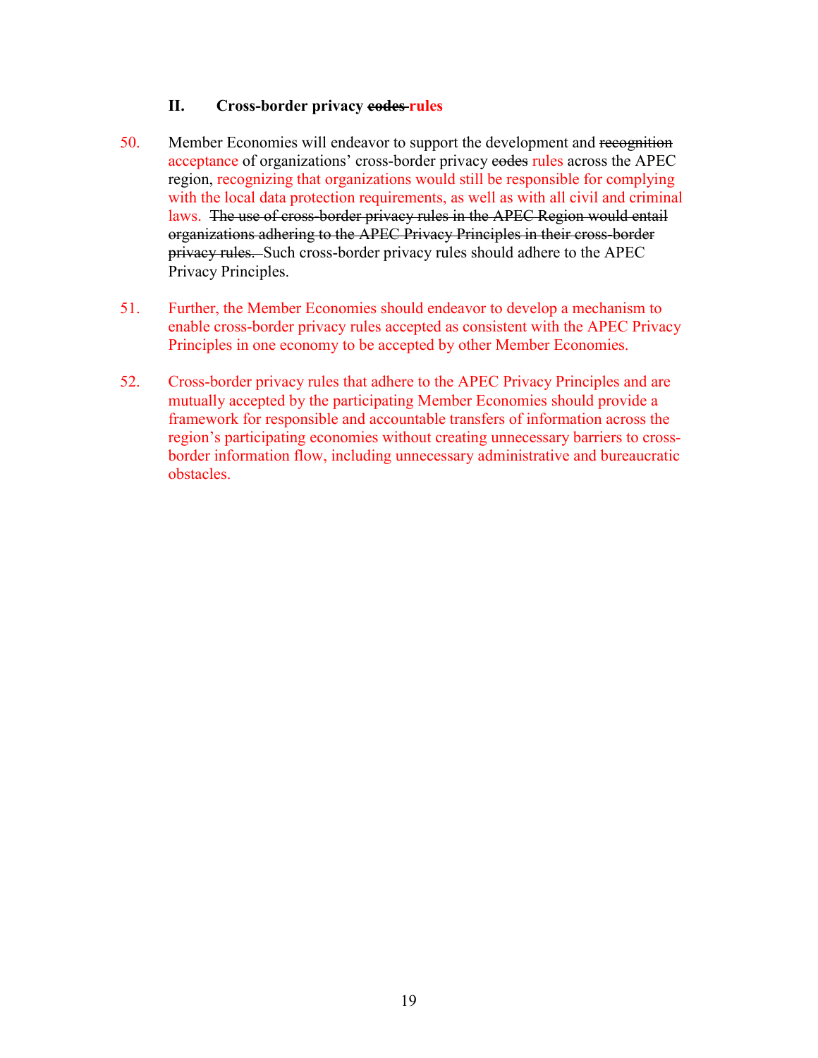### II. Cross-border privacy ~~codes~~ rules

50. Member Economies will endeavor to support the development and ~~recognition~~ acceptance of organizations' cross-border privacy ~~codes~~ rules across the APEC region, recognizing that organizations would still be responsible for complying with the local data protection requirements, as well as with all civil and criminal laws. ~~The use of cross-border privacy rules in the APEC Region would entail organizations adhering to the APEC Privacy Principles in their cross-border privacy rules.~~ Such cross-border privacy rules should adhere to the APEC Privacy Principles.

51. Further, the Member Economies should endeavor to develop a mechanism to enable cross-border privacy rules accepted as consistent with the APEC Privacy Principles in one economy to be accepted by other Member Economies.

52. Cross-border privacy rules that adhere to the APEC Privacy Principles and are mutually accepted by the participating Member Economies should provide a framework for responsible and accountable transfers of information across the region's participating economies without creating unnecessary barriers to cross-border information flow, including unnecessary administrative and bureaucratic obstacles.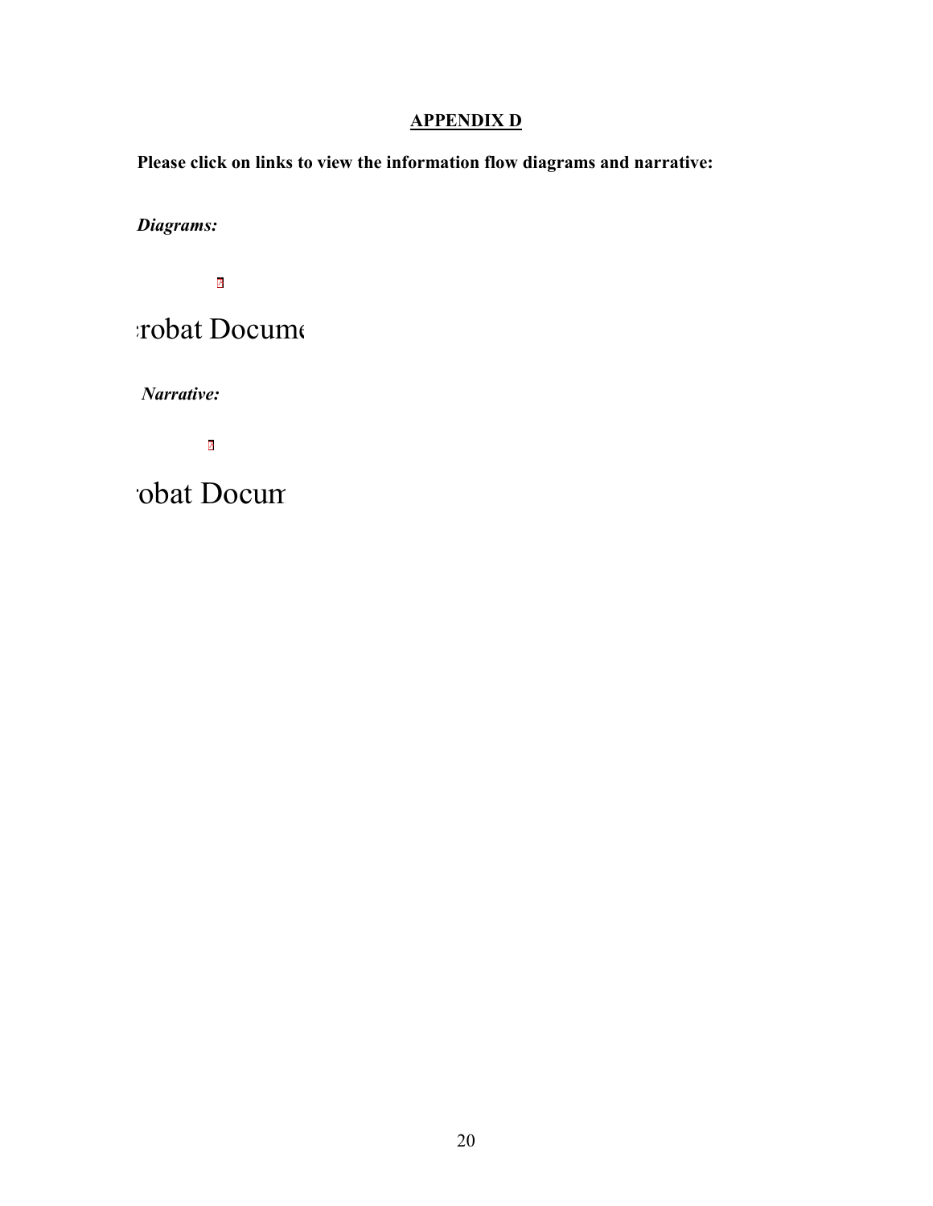## APPENDIX D

**Please click on links to view the information flow diagrams and narrative:**

***Diagrams:***

:robat Docume

***Narrative:***

:obat Docum